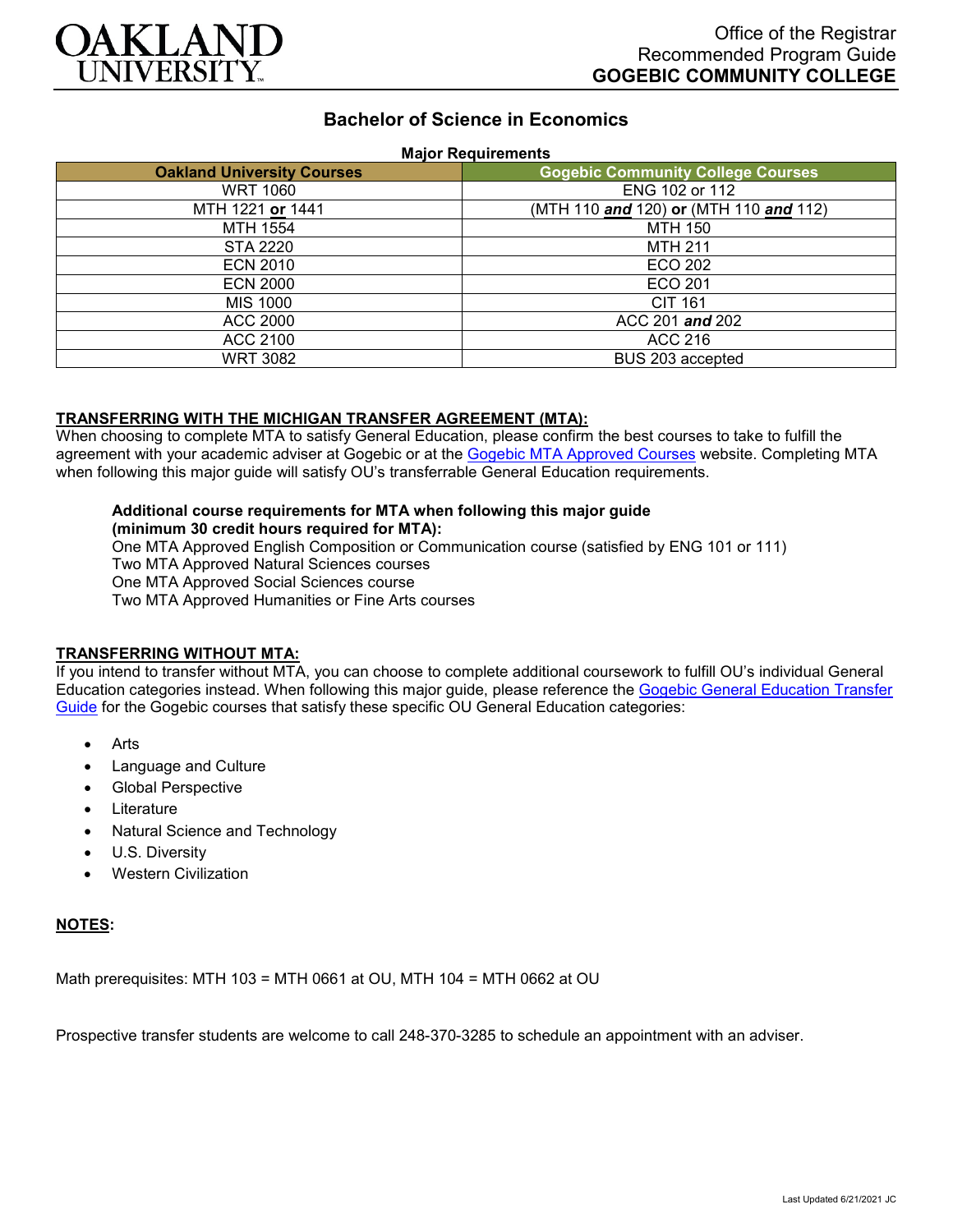OAKLAND UNIVERSITY

Office of the Registrar
Recommended Program Guide
**GOGEBIC COMMUNITY COLLEGE**

# Bachelor of Science in Economics

**Major Requirements**

| Oakland University Courses | Gogebic Community College Courses |
|---|---|
| WRT 1060 | ENG 102 or 112 |
| MTH 1221 **or** 1441 | (MTH 110 ***and*** 120) **or** (MTH 110 ***and*** 112) |
| MTH 1554 | MTH 150 |
| STA 2220 | MTH 211 |
| ECN 2010 | ECO 202 |
| ECN 2000 | ECO 201 |
| MIS 1000 | CIT 161 |
| ACC 2000 | ACC 201 ***and*** 202 |
| ACC 2100 | ACC 216 |
| WRT 3082 | BUS 203 accepted |

**TRANSFERRING WITH THE MICHIGAN TRANSFER AGREEMENT (MTA):**

When choosing to complete MTA to satisfy General Education, please confirm the best courses to take to fulfill the agreement with your academic adviser at Gogebic or at the Gogebic MTA Approved Courses website. Completing MTA when following this major guide will satisfy OU's transferrable General Education requirements.

**Additional course requirements for MTA when following this major guide (minimum 30 credit hours required for MTA):**

One MTA Approved English Composition or Communication course (satisfied by ENG 101 or 111)
Two MTA Approved Natural Sciences courses
One MTA Approved Social Sciences course
Two MTA Approved Humanities or Fine Arts courses

**TRANSFERRING WITHOUT MTA:**

If you intend to transfer without MTA, you can choose to complete additional coursework to fulfill OU's individual General Education categories instead. When following this major guide, please reference the Gogebic General Education Transfer Guide for the Gogebic courses that satisfy these specific OU General Education categories:

- Arts
- Language and Culture
- Global Perspective
- Literature
- Natural Science and Technology
- U.S. Diversity
- Western Civilization

**NOTES:**

Math prerequisites: MTH 103 = MTH 0661 at OU, MTH 104 = MTH 0662 at OU

Prospective transfer students are welcome to call 248-370-3285 to schedule an appointment with an adviser.

Last Updated 6/21/2021 JC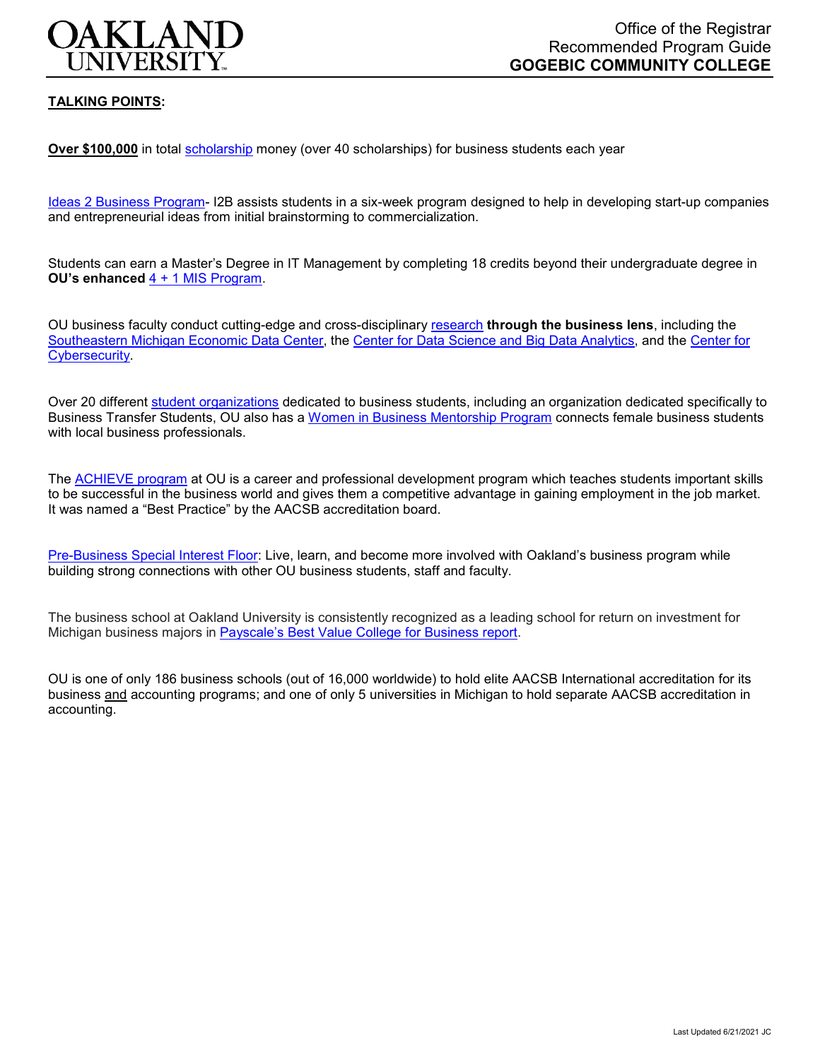**TALKING POINTS:**

**Over $100,000** in total scholarship money (over 40 scholarships) for business students each year

Ideas 2 Business Program- I2B assists students in a six-week program designed to help in developing start-up companies and entrepreneurial ideas from initial brainstorming to commercialization.

Students can earn a Master's Degree in IT Management by completing 18 credits beyond their undergraduate degree in **OU's enhanced** 4 + 1 MIS Program.

OU business faculty conduct cutting-edge and cross-disciplinary research **through the business lens**, including the Southeastern Michigan Economic Data Center, the Center for Data Science and Big Data Analytics, and the Center for Cybersecurity.

Over 20 different student organizations dedicated to business students, including an organization dedicated specifically to Business Transfer Students, OU also has a Women in Business Mentorship Program connects female business students with local business professionals.

The ACHIEVE program at OU is a career and professional development program which teaches students important skills to be successful in the business world and gives them a competitive advantage in gaining employment in the job market. It was named a "Best Practice" by the AACSB accreditation board.

Pre-Business Special Interest Floor: Live, learn, and become more involved with Oakland's business program while building strong connections with other OU business students, staff and faculty.

The business school at Oakland University is consistently recognized as a leading school for return on investment for Michigan business majors in Payscale's Best Value College for Business report.

OU is one of only 186 business schools (out of 16,000 worldwide) to hold elite AACSB International accreditation for its business and accounting programs; and one of only 5 universities in Michigan to hold separate AACSB accreditation in accounting.